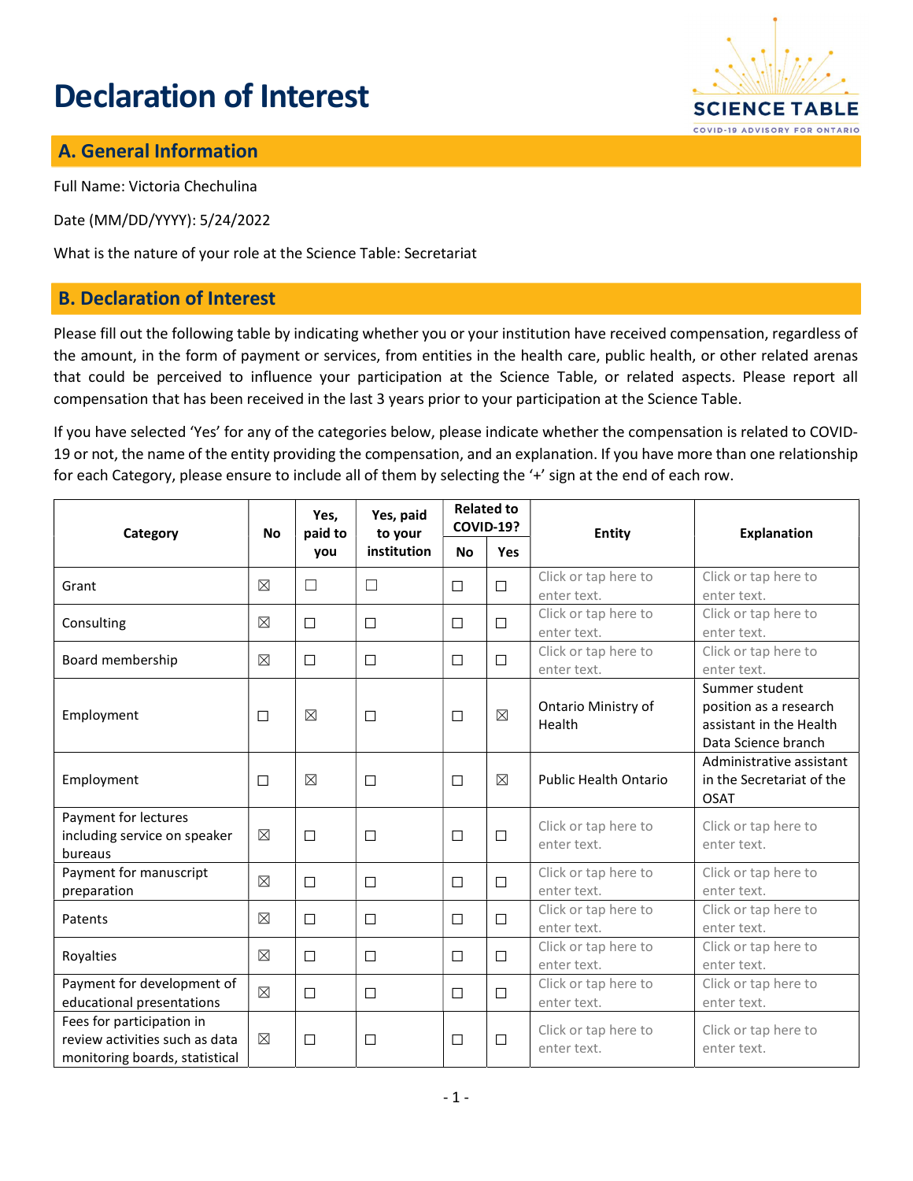# Declaration of Interest

## A. General Information

Full Name: Victoria Chechulina

Date (MM/DD/YYYY): 5/24/2022

What is the nature of your role at the Science Table: Secretariat

## B. Declaration of Interest

Please fill out the following table by indicating whether you or your institution have received compensation, regardless of the amount, in the form of payment or services, from entities in the health care, public health, or other related arenas that could be perceived to influence your participation at the Science Table, or related aspects. Please report all compensation that has been received in the last 3 years prior to your participation at the Science Table.

If you have selected 'Yes' for any of the categories below, please indicate whether the compensation is related to COVID-19 or not, the name of the entity providing the compensation, and an explanation. If you have more than one relationship for each Category, please ensure to include all of them by selecting the '+' sign at the end of each row.

| Category | No | Yes, paid to you | Yes, paid to your institution | Related to COVID-19? | | Entity | Explanation |
|---|---|---|---|---|---|---|---|
| | | | | No | Yes | | |
| Grant | ☒ | ☐ | ☐ | ☐ | ☐ | Click or tap here to enter text. | Click or tap here to enter text. |
| Consulting | ☒ | ☐ | ☐ | ☐ | ☐ | Click or tap here to enter text. | Click or tap here to enter text. |
| Board membership | ☒ | ☐ | ☐ | ☐ | ☐ | Click or tap here to enter text. | Click or tap here to enter text. |
| Employment | ☐ | ☒ | ☐ | ☐ | ☒ | Ontario Ministry of Health | Summer student position as a research assistant in the Health Data Science branch |
| Employment | ☐ | ☒ | ☐ | ☐ | ☒ | Public Health Ontario | Administrative assistant in the Secretariat of the OSAT |
| Payment for lectures including service on speaker bureaus | ☒ | ☐ | ☐ | ☐ | ☐ | Click or tap here to enter text. | Click or tap here to enter text. |
| Payment for manuscript preparation | ☒ | ☐ | ☐ | ☐ | ☐ | Click or tap here to enter text. | Click or tap here to enter text. |
| Patents | ☒ | ☐ | ☐ | ☐ | ☐ | Click or tap here to enter text. | Click or tap here to enter text. |
| Royalties | ☒ | ☐ | ☐ | ☐ | ☐ | Click or tap here to enter text. | Click or tap here to enter text. |
| Payment for development of educational presentations | ☒ | ☐ | ☐ | ☐ | ☐ | Click or tap here to enter text. | Click or tap here to enter text. |
| Fees for participation in review activities such as data monitoring boards, statistical | ☒ | ☐ | ☐ | ☐ | ☐ | Click or tap here to enter text. | Click or tap here to enter text. |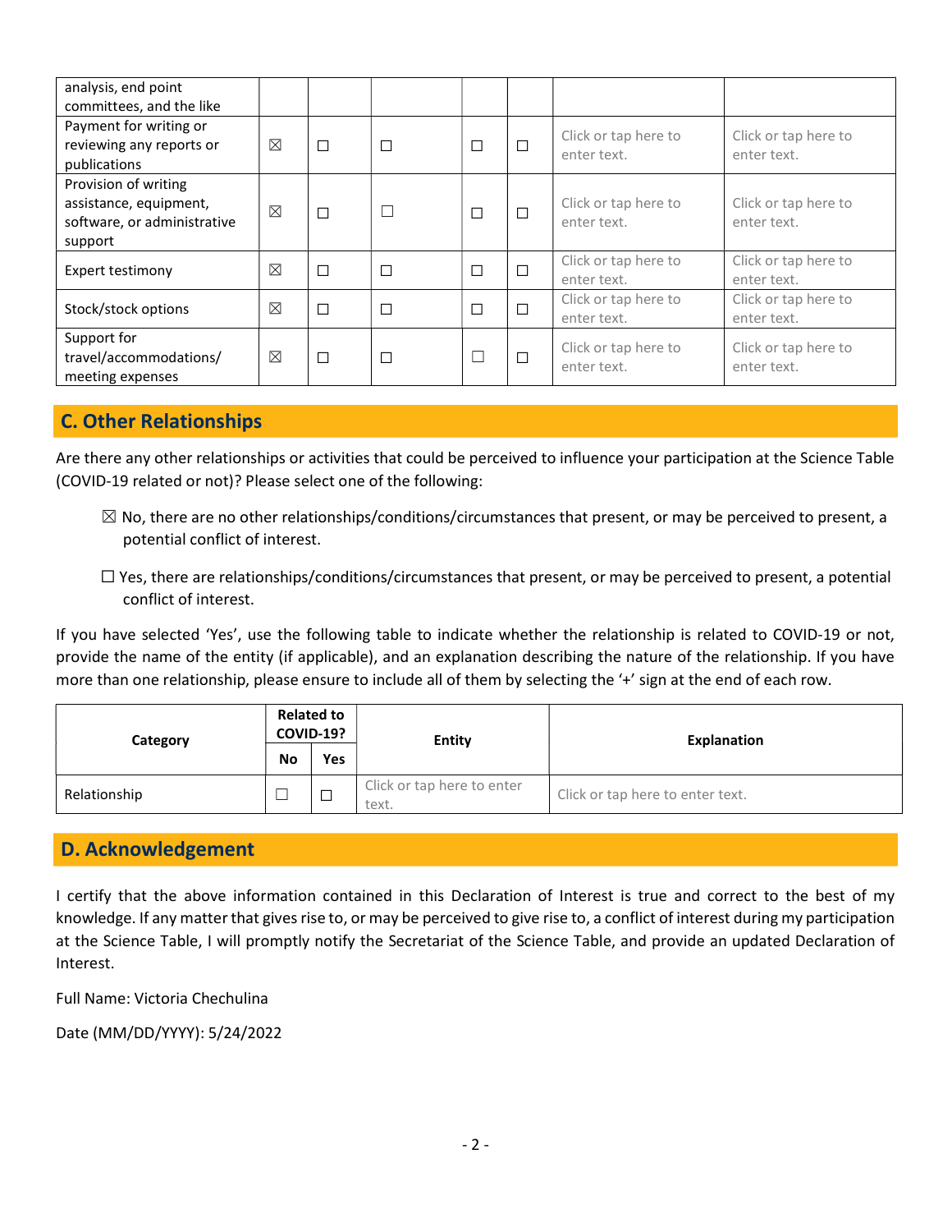| | | | | | | | |
|---|---|---|---|---|---|---|---|
| analysis, end point committees, and the like | | | | | | | |
| Payment for writing or reviewing any reports or publications | ☒ | ☐ | ☐ | ☐ | ☐ | Click or tap here to enter text. | Click or tap here to enter text. |
| Provision of writing assistance, equipment, software, or administrative support | ☒ | ☐ | ☐ | ☐ | ☐ | Click or tap here to enter text. | Click or tap here to enter text. |
| Expert testimony | ☒ | ☐ | ☐ | ☐ | ☐ | Click or tap here to enter text. | Click or tap here to enter text. |
| Stock/stock options | ☒ | ☐ | ☐ | ☐ | ☐ | Click or tap here to enter text. | Click or tap here to enter text. |
| Support for travel/accommodations/ meeting expenses | ☒ | ☐ | ☐ | ☐ | ☐ | Click or tap here to enter text. | Click or tap here to enter text. |

## C. Other Relationships

Are there any other relationships or activities that could be perceived to influence your participation at the Science Table (COVID-19 related or not)? Please select one of the following:

☒ No, there are no other relationships/conditions/circumstances that present, or may be perceived to present, a potential conflict of interest.

☐ Yes, there are relationships/conditions/circumstances that present, or may be perceived to present, a potential conflict of interest.

If you have selected 'Yes', use the following table to indicate whether the relationship is related to COVID-19 or not, provide the name of the entity (if applicable), and an explanation describing the nature of the relationship. If you have more than one relationship, please ensure to include all of them by selecting the '+' sign at the end of each row.

| **Category** | **Related to COVID-19?** | | **Entity** | **Explanation** |
|---|---|---|---|---|
| | **No** | **Yes** | | |
| Relationship | ☐ | ☐ | Click or tap here to enter text. | Click or tap here to enter text. |

## D. Acknowledgement

I certify that the above information contained in this Declaration of Interest is true and correct to the best of my knowledge. If any matter that gives rise to, or may be perceived to give rise to, a conflict of interest during my participation at the Science Table, I will promptly notify the Secretariat of the Science Table, and provide an updated Declaration of Interest.

Full Name: Victoria Chechulina

Date (MM/DD/YYYY): 5/24/2022